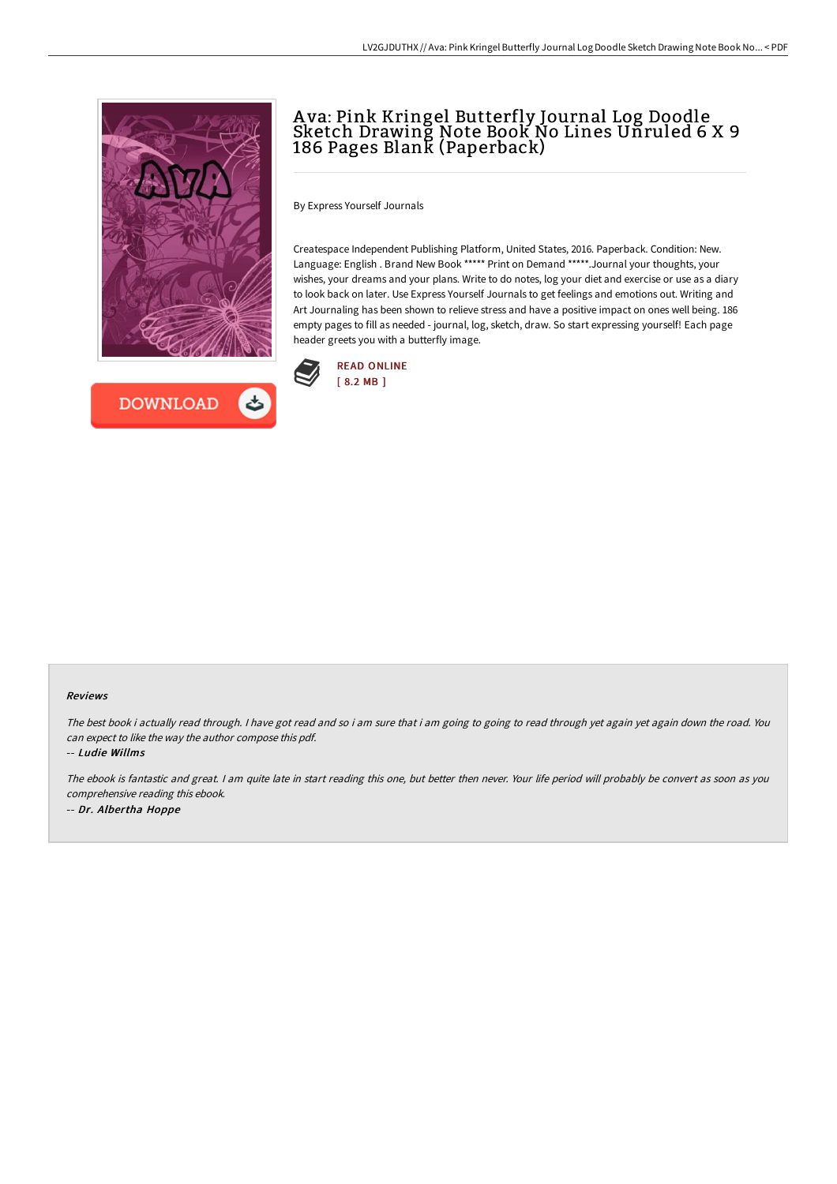# Ava: Pink Kringel Butterfly Journal Log Doodle Sketch Drawing Note Book No Lines Unruled 6 X 9 186 Pages Blank (Paperback)

By Express Yourself Journals

Createspace Independent Publishing Platform, United States, 2016. Paperback. Condition: New. Language: English . Brand New Book ***** Print on Demand *****.Journal your thoughts, your wishes, your dreams and your plans. Write to do notes, log your diet and exercise or use as a diary to look back on later. Use Express Yourself Journals to get feelings and emotions out. Writing and Art Journaling has been shown to relieve stress and have a positive impact on ones well being. 186 empty pages to fill as needed - journal, log, sketch, draw. So start expressing yourself! Each page header greets you with a butterfly image.

READ ONLINE
[ 8.2 MB ]

DOWNLOAD

### Reviews

*The best book i actually read through. I have got read and so i am sure that i am going to going to read through yet again yet again down the road. You can expect to like the way the author compose this pdf.*

-- ***Ludie Willms***

*The ebook is fantastic and great. I am quite late in start reading this one, but better then never. Your life period will probably be convert as soon as you comprehensive reading this ebook.*

-- ***Dr. Albertha Hoppe***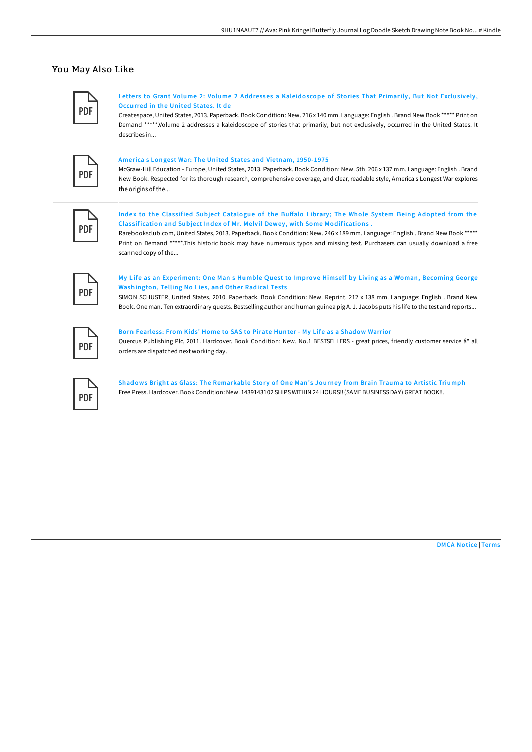## You May Also Like

**Letters to Grant Volume 2: Volume 2 Addresses a Kaleidoscope of Stories That Primarily, But Not Exclusively, Occurred in the United States. It de**

Createspace, United States, 2013. Paperback. Book Condition: New. 216 x 140 mm. Language: English . Brand New Book ***** Print on Demand *****.Volume 2 addresses a kaleidoscope of stories that primarily, but not exclusively, occurred in the United States. It describes in...

**America s Longest War: The United States and Vietnam, 1950-1975**

McGraw-Hill Education - Europe, United States, 2013. Paperback. Book Condition: New. 5th. 206 x 137 mm. Language: English . Brand New Book. Respected for its thorough research, comprehensive coverage, and clear, readable style, America s Longest War explores the origins of the...

**Index to the Classified Subject Catalogue of the Buffalo Library; The Whole System Being Adopted from the Classification and Subject Index of Mr. Melvil Dewey, with Some Modifications .**

Rarebooksclub.com, United States, 2013. Paperback. Book Condition: New. 246 x 189 mm. Language: English . Brand New Book ***** Print on Demand *****.This historic book may have numerous typos and missing text. Purchasers can usually download a free scanned copy of the...

**My Life as an Experiment: One Man s Humble Quest to Improve Himself by Living as a Woman, Becoming George Washington, Telling No Lies, and Other Radical Tests**

SIMON SCHUSTER, United States, 2010. Paperback. Book Condition: New. Reprint. 212 x 138 mm. Language: English . Brand New Book. One man. Ten extraordinary quests. Bestselling author and human guinea pig A. J. Jacobs puts his life to the test and reports...

**Born Fearless: From Kids' Home to SAS to Pirate Hunter - My Life as a Shadow Warrior**

Quercus Publishing Plc, 2011. Hardcover. Book Condition: New. No.1 BESTSELLERS - great prices, friendly customer service â" all orders are dispatched next working day.

**Shadows Bright as Glass: The Remarkable Story of One Man's Journey from Brain Trauma to Artistic Triumph**

Free Press. Hardcover. Book Condition: New. 1439143102 SHIPS WITHIN 24 HOURS!! (SAME BUSINESS DAY) GREAT BOOK!!.

DMCA Notice | Terms